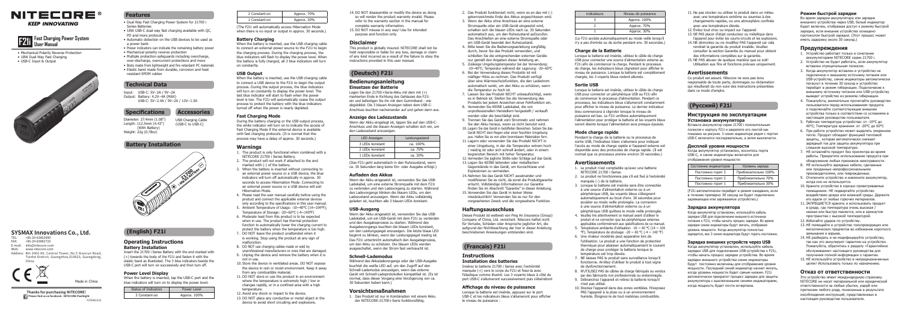NITECORE® KEEP INNOVATING

# F2i Fast Charging Power System User Manual

- Mechanical Polarity Reverse Protection
- 18W Dual Way Fast Charging
- USB-C Input & Output

## SYSMAX Innovations Co., Ltd.

TEL: +86-20-83862000
FAX: +86-20-83882723
E-mail: info@nitecore.com
Web: www.nitecore.com
Address: Rm 2601-06, Central Tower, No.5 Xiancun Road, Tianhe District, Guangzhou,510623, Guangdong, China

Made in China

**Thanks for purchasing NITECORE!**
Please find us on facebook : NITECORE Flashlight

F23040321

## Features

- Dual Way Fast Charging Power System for 21700 i Series Batteries
- 18W USB-C dual way fast charging available with QC, PD and more protocols
- Automatic detection on the USB devices to be used as a power bank
- Power indicators can indicate the remaining battery power
- Mechanical polarity reverse protection
- Multiple protection safeguards including overcharge, over-discharge, overcurrent protections and more
- Body made from lightweight and fire retardant PC materials
- Elastic band made from durable, corrosion and heat resistant EPDM rubber

## Technical Data

Input: USB-C: 5V⎓3A / 9V⎓2A
Output: Battery: 4.2V⎓4A (MAX)
USB-C: 5V⎓2.4A / 9V⎓2A / 12V⎓1.5A

## Specifications

Diameter: 27.4mm (1.08")
Length: 112.5mm (4.43") (With Battery)
Weight: 22g (0.78oz)

## Accessories

USB Charging Cable (USB-C to USB-C)

## Battery Installation

# (English) F2i

## Operating Instructions

### Battery Installation

Insert the 21700 i Series Battery with the end marked with (+) towards the body of the F2i and fasten it with the elastic band as illustrated. The 3 blue indicators beside the USB-C port will be turn on successively and then turn off.

### Power Level Display

When the battery is inserted, tap the USB-C port and the blue indicators will turn on to display the power level:

| Status of Indicators | Power Level |
| --- | --- |
| 3 Constant-on | Approx. 100% |
| 2 Constant-on | Approx. 70% |
| 1 Constant-on | Approx. 30% |

(The F2i will automatically access Hibernation Mode when there is no input or output in approx. 30 seconds.)

### Battery Charging

When the battery is inserted, use the USB charging cable to connect an external power source to the F2i to begin the charging process. During the charging process, the blue indicators will flash to display the power level. When the battery is fully charged, all 3 blue indicators will turn on constantly.

### USB Output

When the battery is inserted, use the USB charging cable to connect a USB device to the F2i to begin the output process. During the output process, the blue indicators will turn on constantly to display the power level. The last blue indicator will start to flash when the power level is low. The F2i will automatically cease the output process to protect the battery with the blue indicators turned off when the power is nearly depleted.

### Fast Charging Mode

During the battery charging or the USB output process, the white indicator will turn on to indicate the access of Fast Charging Mode if the external device is available with fast charging protocols. (It is normal that this process may have a delay of approx. 30 seconds.)

## Warnings

1. The product is only functional when combined with a NITECORE 21700 i Series Battery.
2. The product will not work if attached to the end marked with (-) of the battery.
3. When the battery is inserted without connecting to an external power source or a USB device, the blue indicators will turn off automatically in approx. 30 seconds to access Hibernation Mode. Connecting to an external power source or a USB device will exit Hibernation Mode.
4. Please read the user manual carefully before using the product and connect the applicable external devices only according to the specifications in this user manual.
5. Ambient Temperature of Usage: -10~40°C (14~104°F); Temperature of Storage: -20~60°C (-4~140°F)
6. Moderate heat from this product is to be expected when in use. The product has thermal protection function to automatically lower the charging current to protect the battery when the temperature is too high.
7. DO NOT leave the product unattended when it is working. Stop using the product at any sign of malfunction.
8. DO NOT use charging cables made or sold by unprofessional manufacturers or ones that are damaged.
9. Unplug the device and remove the battery when it is not in use.
10. Store the device in ventilated areas. DO NOT expose the device in rain or moist environment. Keep it away from any combustible material.
11. DO NOT store or use the product in an environment where the temperature is extremely high / low or changes rapidly, or in a confined area with a high temperature.
12. Avoid any shock or impact to the device.
13. DO NOT place any conductive or metal object in the device to avoid short circuiting and explosions.
14. DO NOT disassemble or modify the device as doing so will render the product warranty invalid. Please refer to the warranty section in the manual for complete warranty information.
15. DO NOT misuse in any way! Use for intended purpose and function only.

## Disclaimer

This product is globally insured. NITECORE shall not be held responsible or liable for any loss, damage or claim of any kind incurred as a result of failure to obey the instructions provided in this user manual.

# (Deutsch) F2i

## Bedienungsanleitung

### Einsetzen der Batterie

Legen Sie den 21700-i-Serie-Akku mit dem mit (+) markierten Ende in Richtung des Gehäuses des F2i ein und befestigen Sie ihn mit dem Gummiband - wie abgebildet. Die 3 blauen Anzeigen neben dem USB-C-Anschluss leuchten nacheinander auf und gehen dann aus.

### Anzeige des Ladezustands

Wenn der Akku eingelegt ist, tippen Sie auf den USB-C-Anschluss und die blauen Anzeigen schalten sich ein, um den Ladezustand anzuzeigen.

| LED Anzeigen | Leistungsstand |
| --- | --- |
| 3 LEDs konstant | ca. 100% |
| 2 LEDs konstant | ca. 70% |
| 1 LEDs konstant | ca. 30% |

(Das F2i geht automatisch in den Ruhezustand, wenn ca. 30 Sekunden lang keine Ein- oder Ausgabe erfolgt.)

### Aufladen des Akkus

Wenn der Akku eingesetzt ist, verwenden Sie das USB-Ladekabel, um eine externe Stromquelle mit dem F2i zu verbinden und den Ladevorgang zu starten. Während des Ladevorgangs blinken die blauen LEDs, um den Ladezustand anzuzeigen. Wenn der Akku vollständig geladen ist, leuchten alle 3 blauen LEDs konstant.

### USB-Ausgang

Wenn der Akku eingesetzt ist, verwenden Sie das USB-Ladekabel, um ein USB-Gerät mit dem F2i zu verbinden und den Ausgabeprozess zu starten. Während des Ausgabevorgangs leuchten die blauen LEDs konstant, um den Leistungspegel anzuzeigen. Die letzte blaue LED beginnt zu blinken, wenn der Leistungspegel niedrig ist. Das F2i unterbricht automatisch den Ausgabeprozess, um den Akku zu schützen. Die blauen LEDs werden ausgeschaltet, wenn der Strom fast verbraucht ist.

### Schnell-Lademodus

Während des Akkuladevorgangs oder der USB-Ausgabe leuchtet die weiße LED auf, um den Zugriff auf den Schnell-Lademodus anzuzeigen, wenn das externe Gerät mit Schnell-Ladeprotokollen kompatibel ist. (Es ist normal, dass dieser Vorgang eine Verzögerung von ca. 30 Sekunden haben kann.)

## Vorsichtsmaßnahmen

1. Das Produkt ist nur in Kombination mit einem Akku der NITECORE-21700-i-Serie funktionsfähig.
2. Das Produkt funktioniert nicht, wenn es an das mit (-) gekennzeichnete Ende des Akkus angeschlossen wird.
3. Wenn der Akku ohne Anschluss an eine externe Stromquelle oder ein USB-Gerät eingesetzt wird, schalten sich die blauen LEDs nach ca. 30 Sekunden automatisch aus, um den Ruhezustand aufzurufen. Das Anschließen an eine externe Stromquelle oder ein USB-Gerät beendet den Ruhezustand.
4. Bitte lesen Sie die Bedienungsanleitung sorgfältig durch, bevor Sie das Produkt verwenden, und schließen Sie die entsprechenden externen Geräte nur gemäß den Angaben dieser Anleitung an.
5. Zulässige Umgebungstemperatur bei der Verwendung: -10~40°C; Temperatur während der Lagerung: -20~60°C
6. Bei der Verwendung dieses Produkts ist mit mäßiger Hitze zu rechnen. Das Produkt verfügt über eine Wärmeschutzfunktion, die den Ladestrom automatisch senkt, um den Akku zu schützen, wenn die Temperatur zu hoch ist.
7. Lassen Sie das Produkt NICHT unbeaufsichtigt, wenn es in Betrieb ist. Stellen Sie die Verwendung des Produkts bei jedem Anzeichen einer Fehlfunktion ein.
8. Verwenden Sie KEINE Ladekabel, die von unprofessionellen Herstellern hergestellt / verkauft werden oder die beschädigt sind.
9. Trennen Sie das Gerät vom Stromnetz und nehmen Sie den Akku heraus, wenn es nicht benutzt wird.
10. Lagern Sie das Gerät in belüfteten Bereichen. Setzen Sie das Gerät NICHT dem Regen oder einer feuchten Umgebung aus. Halten Sie es von allen brennbaren Materialien fern.
11. Lagern oder verwenden Sie das Produkt NICHT in einer Umgebung, in der die Temperatur extrem hoch / niedrig ist oder sich schnell ändert, oder in einem begrenzten Bereich mit hoher Temperatur.
12. Vermeiden Sie jegliche Stöße oder Schläge auf das Gerät.
13. Legen Sie KEINE leitenden oder metallischen Gegenstände in das Gerät, um Kurzschlüsse und Explosionen zu vermeiden.
14. Nehmen Sie das Gerät NICHT auseinander und modifizieren Sie es nicht, da sonst die Produktgarantie erlischt. Vollständige Informationen zur Garantie finden Sie im Abschnitt "Garantie" in dieser Anleitung.
15. Verwenden Sie das Gerät in keiner Weise missbräuchlich! Verwenden Sie es nur für den vorgesehenen Zweck und die vorgesehene Funktion.

## Haftungsausschluss

Dieses Produkt ist weltweit von Ping An Insurance (Group) Company of China, Ltd. versichert. Nitecore haftet nicht für Verluste, Schäden oder Ansprüche jeglicher Art, die aufgrund der Nichtbeachtung der hier in dieser Anleitung beschriebenen Anweisungen entstanden sind.

# (Francais) F2i

## Instructions

### Installation des batteries

Insérez la batterie 21700 i Series avec l'extrémité marquée (+) vers le corps du F2i et fixez-la avec l'élastique comme illustré. Les 3 voyants bleus à côté du port USB-C s'allumeront successivement puis s'éteindront

### Affichage du niveau de puissance

Lorsque la batterie est insérée, appuyez sur le port USB-C et les indicateurs bleus s'allumeront pour afficher le niveau de puissance :

| indicateurs | Niveau de puissance |
| --- | --- |
| 3 | Approx. 100% |
| 2 | Approx. 70% |
| 1 | Approx. 30% |

(Le F2i accède automatiquement au mode veille lorsqu'il n'y a pas d'entrée ou de sortie pendant env. 30 secondes.)

### Charge de la Batterie

Lorsque la batterie est insérée, utilisez le câble de charge USB pour connecter une source d'alimentation externe au F2i afin de commencer la charge. Pendant le processus de charge, les indicateurs bleus clignotent pour afficher le niveau de puissance. Lorsque la batterie est complètement chargée, les 3 voyants bleus restent allumés.

### Sortie USB

Lorsque la batterie est insérée, utilisez le câble de charge USB pour connecter un périphérique USB au F2i afin de commencer le processus d'alimentation. Pendant le processus, les indicateurs bleus s'allumeront constamment pour afficher le niveau de puissance. Le dernier indicateur bleu commencera à clignoter lorsque le niveau de puissance est bas. Le F2i arrêtera automatiquement l'alimentation pour protéger la batterie et les voyants bleus seront éteints lorsque l'alimentation sera presque épuisée.

### Mode charge rapide

Pendant la charge de la batterie ou le processus de sortie USB, l'indicateur blanc s'allumera pour indiquer l'accès au mode de charge rapide si l'appareil externe est disponible avec des protocoles de charge rapide. (Il est normal que ce processus prenne environ 30 secondes.)

## Avertissements

1. Le produit n'est compatible qu'avec une batterie NITECORE 21700 i Series.
2. Le produit ne fonctionnera pas s'il est fixé à l'extrémité marquée (-) de la batterie.
3. Lorsque la batterie est insérée sans être connectée à une source d'alimentation externe ou à un périphérique USB, les voyants bleus s'éteignent automatiquement au bout d'env. 30 secondes pour accéder au mode veille prolongée. La connexion à une source d'alimentation externe ou à un périphérique USB quittera le mode veille prolongée.
4. Veuillez lire attentivement ce manuel avant d'utiliser le produit et ne connecter que les périphériques externes applicables conformément aux spécifications de ce manuel.
5. Température ambiante d'utilisation : -10 ~ 40 °C (14 ~ 104 °F); Température de stockage : -20 ~ 60 °C (-4 ~ 140 °F)
6. Une chaleur modérée peut apparaitre lors de l'utilisation. Le produit a une fonction de protection thermique pour abaisser automatiquement le courant de charge pour protéger la batterie lorsque la température est trop élevée.
7. NE laissez PAS le produit sans surveillance lorsqu'il fonctionne. Arrêtez d'utiliser le produit à tout signe de dysfonctionnement.
8. N'UTILISEZ PAS de câbles de charge fabriqués ou vendus par des fabricants non professionnels ou endommagés.
9. Débranchez l'appareil et retirez la batterie lorsqu'il n'est pas utilisé.
10. Stockez l'appareil dans des zones ventilées. N'exposez PAS l'appareil à la pluie ou à un environnement humide. Éloignez-le de tout matériau combustible.
11. Ne pas stocker ou utiliser le produit dans un milieu avec une température extrême ou soumis à des changements rapides, ou une atmosphère confinée avec une température élevée.
12. Évitez tout choc ou impact sur l'appareil
13. NE PAS placer d'objet conducteur ou métallique dans l'appareil pour éviter les courts-circuits et les explosions.
14. NE démontez ou ne modifiez PAS l'appareil car cela rendrait la garantie du produit invalide. Veuillez consulter la section Garantie du manuel pour obtenir des informations complètes sur la garantie.
15. NE PAS abuser de quelque manière que ce soit! Utilisation aux fins et fonctions prévues uniquement.

## Avertissements

Ce produit est assuré. Nitecore ne sera pas tenu responsable de toute perte, dommages ou réclamation qui résulterait du non suivi des instructions présentées dans ce mode d'emploi.

# (Русский) F2i

## Инструкция по эксплуатации

### Установка аккумулятора

Вставьте аккумулятор серии 21700 i положительным полюсом к корпусу F2i и закрепите его лентой как показано на рисунке. 3 синих индикатора рядом с портом USB-C включатся последовательно, а затем выключатся.

### Дисплей уровня мощности

Когда аккумулятор установлен, коснитесь порта USB-C, и синие индикаторы включатся для отображения уровня мощности:

| Состояние индикаторов | Уровень заряда |
| --- | --- |
| Постоянно горят 3 | Приблизительно 100% |
| Постоянно горят 2 | Приблизительно 70% |
| Постоянно горит 1 | Приблизительно 30% |

(F2i автоматически перейдет в режим ожидания, если в течение примерно 30 секунд не будет подключено заряжающее или заряжаемое устройство.)

### Зарядка аккумулятора

Когда аккумулятор установлен, используйте кабель зарядки USB для подключения внешнего источника питания к F2i, чтобы начать процесс зарядки. Во время зарядки синие индикаторы будут мигать, отображая уровень мощности. Когда аккумулятор полностью заряжен, все 3 синих индикатора будут гореть постоянно.

### Зарядка внешних устройств через USB

Когда аккумулятор установлен, используйте кабель зарядки USB для подключения USB-устройства к F2i, чтобы начать процесс зарядки устройства. Во время зарядки внешнего устройства синие индикаторы будут постоянно включены для отображения уровня мощности. Последний синий индикатор начнет мигать, когда уровень мощности будет самым низким. F2i автоматически прекратит процесс зарядки для защиты аккумулятора с выключенными синими индикаторами, когда мощность будет почти исчерпана.

### Режим быстрой зарядки

Во время зарядки аккумулятора или зарядки внешнего устройства через USB, белый индикатор будет включен, отображая доступ к режиму быстрой зарядки, если внешнее устройство оснащено протоколом быстрой зарядки. (Этот процесс может иметь задержку около 30 секунд.)

## Предупреждения

1. Устройство работает только в сочетании аккумуляторами NITECORE серии 21700 i.
2. Устройство не будет работать, если аккумулятор вставлен отрицательным полюсом.
3. Когда аккумулятор вставлен и устройство не подключено к внешнему источнику питания или USB-устройству, синие индикаторы автоматически погаснут в течение 30 секунд и устройство перейдет в режим гибернации. Подключение к внешнему источнику питания или USB-устройству выведет устройство из режима гибернации.
4. Пожалуйста, внимательно прочитайте руководство пользователя перед использованием продукта и подключайте соответствующие внешние устройства только в соответствии со условиями в настоящем руководстве пользователя.
5. Рабочая температура устройства: от -10°C до 40°C; Температура хранения: от -20°C до 60°C
6. При работе устройство может выделять умеренное тепло. Продукт обладает функцией тепловой защиты, которая автоматически снижает зарядный ток для защиты аккумулятора при слишком высокой температуре.
7. НЕ оставляйте продукт без присмотра во время работы. Прекратите использование продукта при обнаружении любых признаков неисправности.
8. НЕ ИСПОЛЬЗУЙТЕ зарядные кабели, сделанные или проданные непрофессиональными производителями, или поврежденные.
9. Отключите устройство и извлеките аккумулятор, когда они не используются.
10. Храните устройство в хорошо проветриваемых помещениях. НЕ подвергайте устройство воздействию дождя или влажной среды. Держите его вдали от любых горючих материалов.
11. ЗАПРЕЩАЕТСЯ хранить и использовать продукт в среде, где температура очень высокая / низкая или быстро меняется, или в замкнутом пространстве с высокой температурой.
12. Избегайте ударов по устройству.
13. НЕ помещайте в устройство токопроводящих или металлических предметов во избежание короткого замыкания и взрыва.
14. НЕ разбирайте и не модифицируйте устройство, так как это аннулирует гарантию на устройство. Пожалуйста, обратитесь к разделу «Гарантийное обслуживание» настоящего руководства для получения полной информации о гарантии.
15. НЕ используйте устройство в непредназначенных целях! Использовать только по назначению.

## Отказ от ответственности

Это устройство имеет международную страховку. NITECORE не несет материальной или юридической ответственности за любые убытки, ущерб или претензии любого рода, понесенные в результате несоблюдения инструкций, представленных в настоящем руководстве пользователя.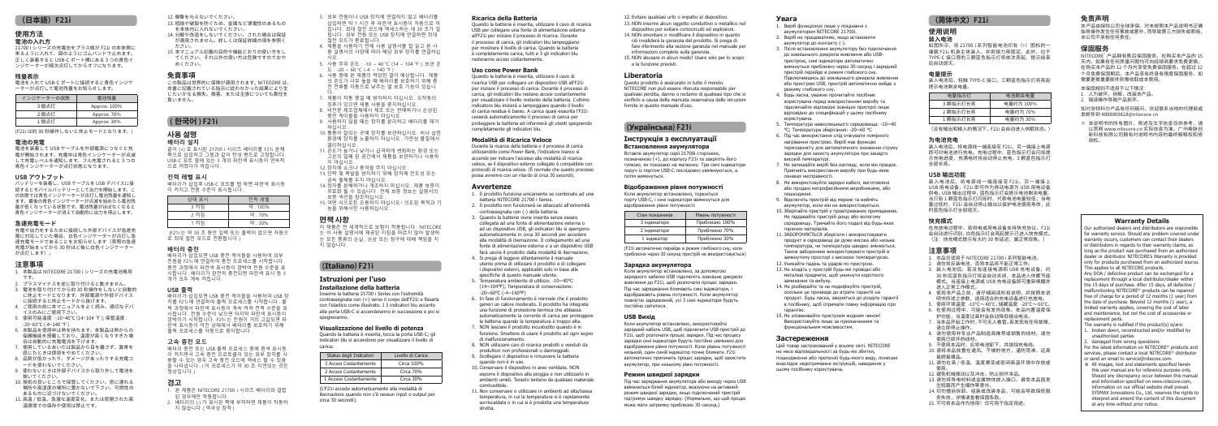# （日本語）F21i

## 使用方法

### 電池の入力

21700 l シリーズの充電池をプラス極 (+) に向かう位置に来るように入れて、図の上にゴムバンドで止めます。正しく装着すると USB-C ポート横にある 3 つの青色インジケーターが順次点灯してからオフになります。

### 残量表示

電池を入れて USB-C ポートに接続すると青色インジケーターが点灯して電池残量を知らせします。

| インジケーターの状態 | 電池残量 |
|---|---|
| 3 個点灯 | Approx. 100% |
| 2 個点灯 | Approx. 70% |
| 1 個点灯 | Approx. 30% |

(F21i は約 30 秒操作しないと休止モードになります。)

### 電池の充電

電池を装着して USB ケーブルを外部電源につなぐと充電が開始します。充電中は青色インジケーターが点滅して充電レベルを通知します。フル充電されると 3 つの青色インジケーターが点灯状態となります。

### USB アウトプット

バッテリーを装着し、USB ケーブルを USB デバイスに接続するとパワーバンクとして給電を開始します。この状態では青色インジケーターが点灯して電池残量を通知します。画像の青色インジケーターが点滅するのは電池残量が低くなっている状態です。電池残量が減るになると青色インジケーターが消えて自動的に出力を停止します。

### 急速充電モード

充電中の出力をするために接続した外部デバイスが急速充電に対応していた場合、白色インジケーターが点灯し急速充電モードであることを知らせします（実際の急速充電速度ｷｬｰｼﾞしても 30 秒ほど後に自色インジケーターが点灯します）。

## 注意事項

1. 本製品は NITECORE 21700 l シリーズの充電池専用です。
2. プラスマイナスを逆に取り付けると動きません。
3. 電池を取り付けてから約 30 秒操作をしないと自動的に休止モードになります。外部電源や USB デバイスに接続するとすぐ休止モードから復帰します。
4. 本製品では通常充電、フル充電とします。パワーストモードでのご使用をお勧めします。
5. 使用時の温度は：-10～40℃ (14～104 ℉) ；保管温度：-20～60℃ (-4～140 ℉)
6. 本製品を使用中は熱を持ちます。本製品は熱から仕様を特別な可燃物を使用しており、温度が高くなった場合は自動的に充電速度を下げます。
7. 使用していない場合は本製品から電池を取り外し、直射日光を避けて保管してください。
8. 品質が低かったり、ケーブルが劣化していると充電ケーブルを使わないでください。
9. 使わないときは外部デバイスから取り外して電池を抜いてください。
10. 長時間の放置は避けて使用中は定期的にご使用ください。同じ場所に長時間放置すると、次の使用時に悪影響を及ぼす場合があります。可能性のあるものに近づけないでください。
11. 高温 / 低温、急激な温度変化、または直射日光の高温環境での保存や使用は避けてください。
12. 衝撃を与えないでください。
13. 短絡や被覆を何らかの、金属など導電性のあるものを接触させないでください。
14. 分解や改造をしないでください。これも場合は保証対象外となります。
15. 本体の異常は技術的なものを確認した上で行うようにしてください。それ以外の使い方は危険ですのでおやめください。

## 免責事項

この製品は世界的に保証が適用されます。NITECORE は、本書に記載されている指示に従わなかった結果によって生じたいかなる損失、損害、または主張についても責任を負いません。

# （한국어）F21i

## 사용 설명

### 배터리 설치

옆의 (+) 로 표시된 21700 i 시리즈 배터리를 F21i 본체 뒤쪽으로 삽입하고 그림과 같이 탄성 밴드로 고정합니다. USB-C 포트 옆에 있는 3 개의 파란색 표시등이 연속적으로 깜박이다 꺼집니다.

### 전력 레벨 표시

배터리가 삽입된 USB-C 포트를 할 파란 표시등 이 켜지고 전력 수준이 표시됩니다.

| 상태 표시 | 전력 레벨 |
|---|---|
| 3 켜짐 | 약 100% |
| 2 켜짐 | 약 70% |
| 1 켜짐 | 약 30% |

(F21i 는 약 30 초 동안 입력 또는 출력이 없으면 자동으로 휴면 모드로 전환됩니다.)

### 배터리 충전

배터리가 삽입된 USB 충전 케이블을 사용하여 외부 전원을 F21i 에 연결하면 충전 프로세스를 시작합니다. 충전 과정에서 파란색 표시등이 깜박여 전원 수준을 표시합니다. 배터리가 완전히 충전되면 파란색 표시등 3 개가 모두 계속 켜집니다.

### USB 출력

배터리가 삽입된 USB 충전 케이블을 사용하여 USB 장치를 F21i 에 연결하면 출력 프로세스를 시작합니다. 출력 과정에 파란색 표시등이 계속 켜져 전력 수준을 표시합니다. 전원 수준이 낮으면 마지막 파란색 표시등이 깜박이기 시작합니다. F21i 는 전원이 거의 고갈되면 자동으로 표시등이 꺼진 상태에서 배터리가 보호되기 위해 출력 프로세스를 자동으로 종료합니다.

### 고속 충전 모드

배터리 충전 중 USB 출력 프로세스 중에 흰색 표시등이 켜지면 고속 충전 모드입니다. (장치가 고속 충전을 지원하는 경우 흰색 표시등은 약 30 초 후에 켜집니다.)

## 경고

1. 본 제품은 NITECORE 21700 i 시리즈 배터리와 결합된 경우에만 작동합니다.
2. 배터리의 (-) 가 표시된 쪽에 부착하면 제품이 작동하지 않습니다 ( 역극성 장착 ).
3. 장치가 약 30 초 이상 입력/출력이 없으면 자동으로 휴면 모드로 전환됩니다. 장치를 다시 켜려면 USB 케이블을 연결하거나 외부 장치를 연결하십시오.
4. 제품을 사용하는 동안 빠른 충전 모드를 유지하는 것이 좋습니다.
5. 사용 주위 온도 : -10 ~ 40 ℃ (14 ~ 104 ℉); 보관 온도 : -20 ~ 60 ℃ (-4 ~ 140 ℉)
6. 사용 중에 본 제품의 적당한 열이 발생합니다. 제품의 온도가 너무 높을 경우 충전 속도가 자동으로 감소합니다.
7. 제품이 작동 중일 때 방치하지 마십시오. 오작동이 의심되면 즉시 제품 사용을 중지하십시오.
8. 사용하지 않을 경우 배터리를 분리하여 보관하십시오.
9. 사용하지 않을 때는 배터리를 분리하고 제품과 장치를 분리하여 보관하십시오.
10. 충전기를 장시간 사용하지 마십시오.
11. 고온이 높거나 낮거나 급격하게 변화하는 환경 또는 고온의 장소나 직사광선이 있는 장소에 제품을 방치하지 마십시오.
12. 떨어뜨리거나 충격을 주지 마십시오.
13. 단락 등 특별한 방법을 사용하지 마십시오.
14. 임의로 분해하거나 개조하지 마십시오. 제품 보증이 무효화될 수 있습니다.
15. 여기 설명된 것 이외의 방법으로 제품을 사용하지 마십시오.

## 면책 사항

이 제품은 전 세계적으로 보증이 적용됩니다. NITECORE 는 이 사용 설명서에 제공된 지침을 따르지 않아 발생하는 모든 손해 또는 청구에 대해 책임을 지지 않습니다.

# (Italiano) F21i

## Istruzioni per l'uso

### Installazione della batteria

Inserire la batteria 21700 i Series con l'estremità contrassegnata con (+) verso il corpo dell'F21i e fissarla con l'elastico come illustrato. I 3 indicatori blu accanto alla porta USB-C si accenderanno in successione e poi si spegneranno.

### Visualizzazione del livello di potenza

Quando la batteria è inserita, tocca la porta USB-C; gli indicatori blu si accendono per visualizzare il livello di carica:

| Status degli Indicatori | Livello di Carica |
|---|---|
| 3 Accesi Costantemente | Circa 100% |
| 2 Accesi Costantemente | Circa 70% |
| 1 Acceso Costantemente | Circa 30% |

(L'F21i accede automaticamente alla modalità di ibernazione quando non c'è nessun input o output per circa 30 secondi).

### Ricarica della Batteria

Quando la batteria è inserita, utilizzare il cavo di ricarica USB per collegare una fonte di alimentazione esterna all'F21i per iniziare il processo di ricarica. Durante il processo di carica, gli indicatori blu lampeggiano per mostrare il livello di carica. Quando la batteria è completamente carica, tutti e 3 gli indicatori blu resteranno accesi costantemente.

### Uso come Power Bank

Quando la batteria è inserita, utilizzare il cavo di ricarica USB per collegare un dispositivo USB all'F21i per iniziare il processo di carica. Durante il processo di carica, gli indicatori blu restano accesi costantemente per visualizzare il livello restante della batteria. L'ultimo indicatore blu inizierà a lampeggiare quando il livello di carica residuo è basso. A carica quasi esaurita l'F21i cesserà automaticamente il processo di carica per proteggere la batteria ed informerà gli utenti spegnendo completamente gli indicatori blu.

### Modalità di Ricarica Veloce

Durante la ricarica della batteria o il processo di carica utilizzando come Power Bank, l'indicatore bianco si accende per indicare l'accesso alla modalità di ricarica veloce, se il dispositivo esterno collegato è compatibile con protocolli di ricarica veloce. (È normale che questo processo possa avvenire con un ritardo di circa 30 secondi).

## Avvertenze

1. Il prodotto funziona unicamente se combinato ad una batteria NITECORE 21700 i Series.
2. Il prodotto non funzionerà se attaccato all'estremità contrassegnata con (-) della batteria.
3. Quando la batteria viene inserita senza essere collegata ad una fonte di alimentazione esterna o ad un dispositivo USB, gli indicatori blu si spengono automaticamente in circa 30 secondi per accedere alla modalità di ibernazione. Il collegamento ad una fonte di alimentazione esterna o a un dispositivo USB farà uscire il prodotto dalla modalità di ibernazione.
4. Si prega di leggere attentamente il manuale utente prima di utilizzare il prodotto e di collegare i dispositivi esterni, applicabili solo in base alle specifiche di questo manuale utente.
5. Temperatura ambiente di utilizzo: -10~40℃ (14~104℉); Temperatura di conservazione: -20~60℃ (-4~140℉)
6. In fase di funzionamento è normale che il prodotto generi un calore moderato. Il prodotto ha integrata una funzione di protezione termica che abbassa automaticamente la corrente di carica per proteggere la batteria quando la temperatura è troppo alta.
7. NON lasciare il prodotto incustodito quando è in funzione. Smettere di usare il prodotto ad ogni segno di malfunzionamento.
8. NON utilizzare cavi di ricarica prodotti o venduti da produttori non autorizzati o danneggiati.
9. Scollegare il dispositivo e rimuovere la batteria quando non è in uso.
10. Conservare il dispositivo in aree ventilate. NON esporre il dispositivo alla pioggia e non utilizzarlo in ambienti umidi. Tenerlo lontano da qualsiasi materiale combustibile.
11. Non conservare o utilizzare in ambienti ad alta/bassa temperatura, in cui la temperatura si ci rapidamente surriscaldata o in cui si è prodotta una temperatura elevata.
12. Evitare qualsiasi urto o impatto al dispositivo.
13. NON inserire alcun oggetto conduttivo o metallico nel dispositivo per evitare cortocircuiti ed esplosioni.
14. NON smontare o modificare il dispositivo in quanto ciò invaliderà la garanzia del prodotto. Si prega di fare riferimento alla sezione garanzia nel manuale per informazioni complete sulla garanzia.
15. NON abusare in alcun modo! Usare solo per lo scopo e la funzione previsti.

## Liberatoria

Questo prodotto è assicurato in tutto il mondo. NITECORE non può essere ritenuta responsabile per qualsiasi perdita, danno o reclamo di qualsiasi tipo che si verifichi a causa della mancata osservanza delle istruzioni fornite in questo manuale d'uso.

# (Українська) F21i

## Інструкція з експлуатації

### Встановлення акумулятора

Вставте акумулятор серії 21700i стороною, позначеною (+), до корпусу F21i та закріпіть його гумкою, як показано на малюнку. Три сині індикатори поруч із портом USB-C послідовно увімкнуться, а потім вимкнуться.

### Відображення рівня потужності

Коли акумулятор встановлено, торкніться порту USB-C, і сині індикатори ввімкнуться для відображення рівня потужності.

| Стан показників | Рівень потужності |
|---|---|
| 3 індикатори | Приблизно 100% |
| 2 індикатори | Приблизно 70% |
| 1 індикатор | Приблизно 30% |

(F21i автоматично перейде в режим глибокого сну, коли приблизно через 30 секунд пристрій не використовується)

### Зарядка акумулятора

Коли акумулятор встановлено, за допомогою зарядного кабелю USB підключіть зовнішнє джерело живлення до F21i, щоб розпочати процес зарядки. Під час заряджання блимають сині індикатори, і відображають рівень потужності. Коли акумулятор повністю заряджений, усі 3 сині індикатори будуть постійно світитися.

### USB Вихід

Коли акумулятор встановлено, використовуйте зарядний кабель USB, щоб підключити USB-пристрій до F21i, щоб розпочати процес зарядки. Під час процесу зарядки сині індикатори будуть постійно увімкнені для відображення рівня потужності. Коли рівень потужності низький, один синій індикатор почне блимати. F21i автоматично припинить процес зарядки, щоб захистити акумулятор, при низькому рівні потужності.

### Режим швидкої зарядки

Під час заряджання акумулятора або виходу через USB ввімкнеться білий індикатор, вказуючи на активний режим швидкої зарядки, якщо підключений пристрій підтримує швидку зарядку. (Нормально, що цей процес може мати затримку приблизно 30 секунд.)

## Увага

1. Виріб функціонує лише у поєднанні з акумулятором NITECORE 21700i.
2. Виріб не працюватиме, якщо встановити акумулятор до позначки (-).
3. Після встановлення акумулятора без підключення до зовнішнього джерела живлення або USB-пристрою, сині індикатори автоматично вимкнуться приблизно через 30 секунд і зарядний пристрій перейде в режим глибокого сну. Підключившись до зовнішнього джерела живлення або пристрою USB, пристрій автоматично вийде з режиму глибокого сну.
4. Будь ласка, уважно прочитайте посібник користувача перед використанням виробу та підключайте відповідні зовнішні пристрої лише відповідно до специфікацій у цьому посібнику користувача.
5. Температура навколишнього середовища: -10~40 ℃; Температура зберігання: -20~60 ℃
6. Під час використання слід очікувати помірного нагрівання пристрою. Виріб має функцію термозахисту для автоматичного зниження струму зарядки для захисту акумулятора при занадто високій температурі.
7. Не залишайте виріб без нагляду, коли він працює. Припиніть використання виробу при будь-яких ознаках несправності.
8. Не використовуйте зарядні кабелі, виготовлені або продані неуповноваженими виробниками, або пошкоджені.
9. Від'єднайте пристрій від мережі та вийміть акумулятор, коли він не використовується.
10. Зберігайте пристрій у провітрюваних приміщеннях. Не піддавайте пристрій дощу або вологому середовищу. Тримайте його подалі від будь-яких горючих матеріалів.
11. ЗАБОРОНЯЄТЬСЯ зберігати і використовувати продукт у середовищі де дуже висока або низька температура, чи температура швидко змінюється. Також заборонено використовувати пристрій в замкнутому просторі з високою температурою.
12. Уникайте падінь та ударів по пристрою.
13. Не кладіть у пристрій будь-які провідні або металеві предмети, щоб уникнути короткого замикання та вибуху.
14. Не розбирайте та не модифікуйте пристрій, оскільки це призведе до втрати гарантії на продукт. Будь ласка, зверніться до розділу гарантії в посібнику, щоб отримати повну інформацію про гарантію.
15. Не зловживайте пристроєм жодним чином! Використовуйте лише за призначенням та функціональними можливостями.

## Застереження

Цей товар застрахований у всьому світі. NITECORE не несе відповідальності за будь-яку втрату, пошкодження або претензії будь-якого виду, понесені внаслідок недотримання інструкцій, наведених у цьому посібнику.

# （简体中文）F21i

## 使用说明

### 装入电池

如图所示，将 21700 i 系列智能电池的正极（+）朝向外侧，将 F21i 扣到电池表面上，并用弹力带固定。此时，位于 TYPE-C 接口旁的三颗蓝色指示灯将依次亮起，然后熄灭自检结束。

### 电量提示

装入电池后，轻触 TYPE-C 接口，三颗蓝色指示灯将亮起提示电池剩余电量。

| 电量指示灯 | 电池剩余电量 |
|---|---|
| 3颗指示灯长亮 | 电量约为 100% |
| 2颗指示灯长亮 | 电量约为 70% |
| 1颗指示灯长亮 | 电量约为 30% |

（没有输出和输入约30秒，F21i会自动进入休眠状态。）

### 为电池充电

装入电池后，将电源线一端连接至 F21i，另一端接上电源即可对电池进行充电。充电过程中，蓝色指示灯会闪烁提示电池电量，充满电时将会持续长亮，3 颗蓝色指示灯全部长亮。

### 作 USB 输出功能

装入电池后，将电源线一端连接至 F21i，另一端接上 USB 用电设备，F21i 即可作为移动电源为 USB 用电设备供电。USB 输出过程中，蓝色指示灯会提示电池剩余电量，当只有 1 颗蓝色指示灯闪烁时，代表电池电量较低，当电量过低时，F21i 会自动停止输出以保护电池使用寿命，此时蓝色指示灯全部熄灭。

### 快充模式

在充电或 USB 输出时，若所连接设备支持快充协议，将会进入快充模式，白色指示灯会亮起提示已进入快充模式。（注：快充模式提示有大约 30 秒延迟，属正常现象。）

## 注意事项

1. 本品仅适用于 NITECORE 21700 i 系列电池。
2. 请勿将反装电池，否则本品将不能正常工作。
3. 装入电池后，若未连接电源或 USB 用电设备，约 30 秒后蓝色指示灯将自动熄灭，本品进入休眠节能模式。当连接上电源或 USB 用电设备后可重新唤醒并进入正常工作模式。
4. 使用本产品之前，请仔细阅读用户使用说明，并按照本说明书所述参数，选择合适的电源或设备进行充放电。
5. 使用环境温度：-10℃～40℃，储藏温度：-20℃～60℃。
6. 在使用过程中，可能会有发热现象，本品内置温度保护功能，当温度过高时会自动降低输出电流。
7. 当本品处于工作时，不可无人看管，若发现有任何异常，请立即停止使用。
8. 请勿使用来自非正品制造商或被损坏的充电线。
9. 长时间不用时，请将电池与本品分离存放。
10. 不使用本品时，请将电池取出，并存放在干燥通风处。
11. 请勿在高温、低温、温度剧变或密闭高温环境中存放或使用。
12. 请勿摔打和撞击本品。
13. 请勿将导电材料或金属物体放入本品，避免本品因发生短路而产生爆炸等事件。
14. 切勿擅自拆卸、组装或改装本品，可能会导致保修服务失效。详情请查看保修条款。
15. 不可将本品作为他用，仅可用于规定用途。

## 免责声明

本产品由保险公司全球承保。对未按照本产品说明书正确指导操作发生任何事故或损失，而导致第三方损失或伤害，本公司不承担任何责任。

## 保固服务

NITECORE® 产品保有售后保固服务。在购买本产品的 15 天内，如果有任何质量问题均可在经销商更换。在购买本产品的 12 个月内享受免费保修服务，在超过 12 个月免费保固期后，本产品享有终身有偿保固服务，如需要更换零件将按照成本收费。

本保固规定不适用于以下情况：

1. 人为破坏、拆卸、改装本产品。
2. 因错误使用导致产品损坏。

如对保修有任何疑问，欢迎联系当地代理商或拨打免费咨询电话：4008869828 保修或修理机构。

※ 本说明书所附有图片，数据及文字信息仅供参考，请以实际 www.nitecore.cn 为准。广州隆丰实业有限公司有权对其内容进行修改和调整，不另行通知。

## Warranty Details

Our authorized dealers and distributors are responsible for warranty service. Should any problem covered under warranty occurs, customers can contact their dealers or distributors in regards to the warranty claims, as long as the product was purchased from an authorized dealer or distributor. NITECORE's Warranty is provided only for products purchased from an authorized source. This applies to all NITECORE products.

Any DOA / defective product can be exchanged for a replacement through a local distributor/dealer within the 15 days of purchase. After 15 days, all defective / malfunctioning NITECORE® products can be repaired free of charge for a period of 12 months (1 year) from the date of purchase. Beyond 12 months (1 year), a limited warranty applies, covering the cost of labor and maintenance, but not the cost of accessories or replacement parts.

The warranty is nullified if the product(s) is/are:

1. broken down, reconstructed and/or modified by unauthorized parties
2. damaged from wrong operations

For the latest information on NITECORE® products and services, please contact a local NITECORE® distributor or send an email to service@nitecore.com.

※ All images, text and statements specified herein this user manual are for reference purpose only. Should any discrepancy occur between this manual and information specified on www.nitecore.com, information on our official website shall prevail. SYSMAX Innovations Co., Ltd. reserves the rights to interpret and amend the content of this document at any time without prior notice.